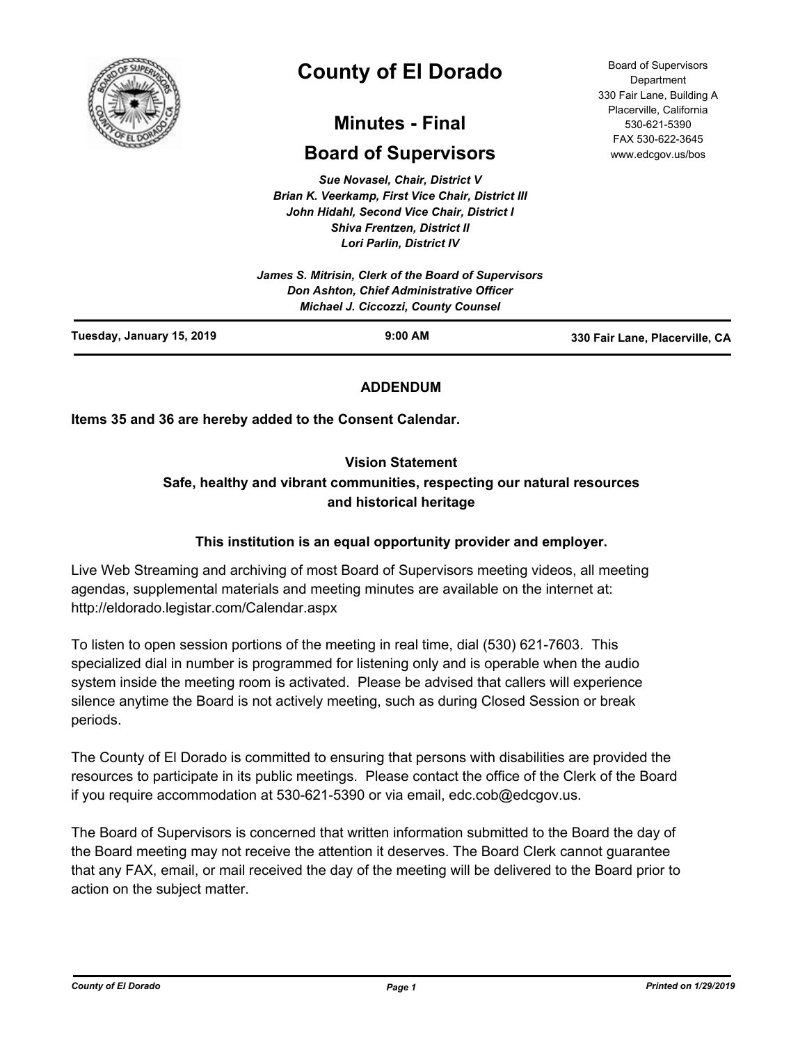# County of El Dorado

## Minutes - Final

## Board of Supervisors

Board of Supervisors Department
330 Fair Lane, Building A
Placerville, California
530-621-5390
FAX 530-622-3645
www.edcgov.us/bos

*Sue Novasel, Chair, District V*
*Brian K. Veerkamp, First Vice Chair, District III*
*John Hidahl, Second Vice Chair, District I*
*Shiva Frentzen, District II*
*Lori Parlin, District IV*

*James S. Mitrisin, Clerk of the Board of Supervisors*
*Don Ashton, Chief Administrative Officer*
*Michael J. Ciccozzi, County Counsel*

**Tuesday, January 15, 2019** | **9:00 AM** | **330 Fair Lane, Placerville, CA**

**ADDENDUM**

**Items 35 and 36 are hereby added to the Consent Calendar.**

**Vision Statement**
**Safe, healthy and vibrant communities, respecting our natural resources and historical heritage**

**This institution is an equal opportunity provider and employer.**

Live Web Streaming and archiving of most Board of Supervisors meeting videos, all meeting agendas, supplemental materials and meeting minutes are available on the internet at: http://eldorado.legistar.com/Calendar.aspx

To listen to open session portions of the meeting in real time, dial (530) 621-7603. This specialized dial in number is programmed for listening only and is operable when the audio system inside the meeting room is activated. Please be advised that callers will experience silence anytime the Board is not actively meeting, such as during Closed Session or break periods.

The County of El Dorado is committed to ensuring that persons with disabilities are provided the resources to participate in its public meetings. Please contact the office of the Clerk of the Board if you require accommodation at 530-621-5390 or via email, edc.cob@edcgov.us.

The Board of Supervisors is concerned that written information submitted to the Board the day of the Board meeting may not receive the attention it deserves. The Board Clerk cannot guarantee that any FAX, email, or mail received the day of the meeting will be delivered to the Board prior to action on the subject matter.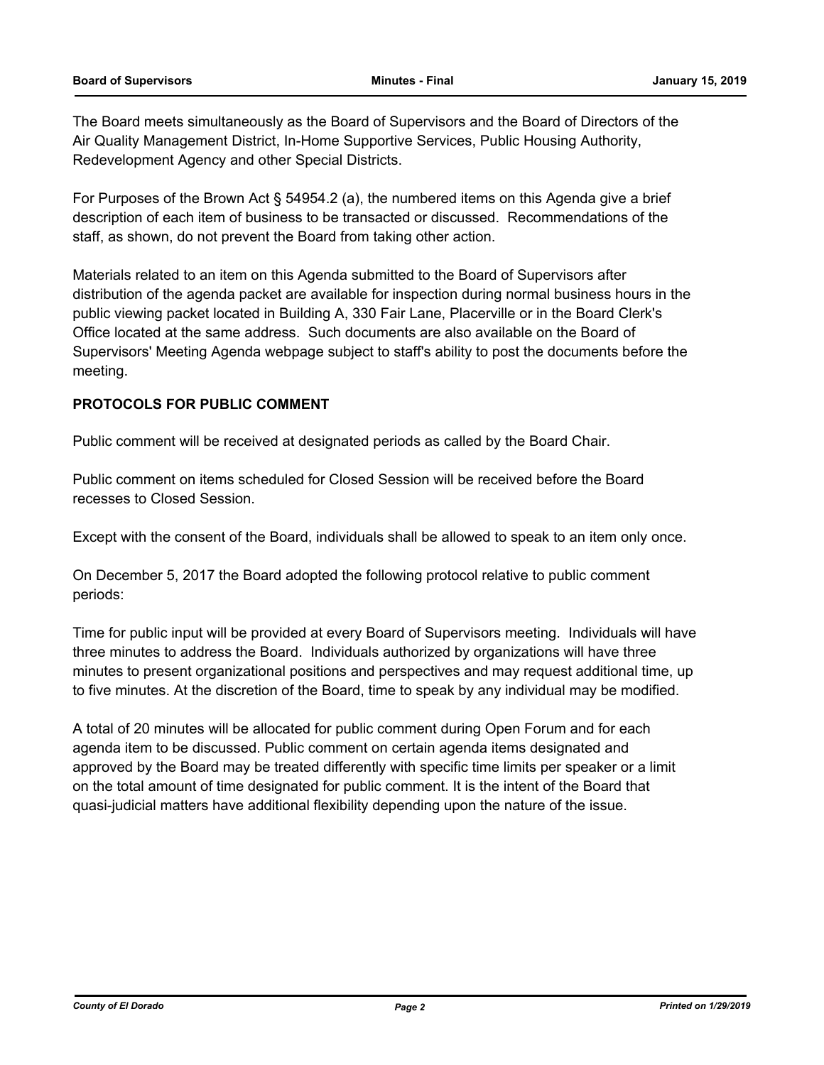The Board meets simultaneously as the Board of Supervisors and the Board of Directors of the Air Quality Management District, In-Home Supportive Services, Public Housing Authority, Redevelopment Agency and other Special Districts.

For Purposes of the Brown Act § 54954.2 (a), the numbered items on this Agenda give a brief description of each item of business to be transacted or discussed. Recommendations of the staff, as shown, do not prevent the Board from taking other action.

Materials related to an item on this Agenda submitted to the Board of Supervisors after distribution of the agenda packet are available for inspection during normal business hours in the public viewing packet located in Building A, 330 Fair Lane, Placerville or in the Board Clerk's Office located at the same address. Such documents are also available on the Board of Supervisors' Meeting Agenda webpage subject to staff's ability to post the documents before the meeting.

**PROTOCOLS FOR PUBLIC COMMENT**

Public comment will be received at designated periods as called by the Board Chair.

Public comment on items scheduled for Closed Session will be received before the Board recesses to Closed Session.

Except with the consent of the Board, individuals shall be allowed to speak to an item only once.

On December 5, 2017 the Board adopted the following protocol relative to public comment periods:

Time for public input will be provided at every Board of Supervisors meeting. Individuals will have three minutes to address the Board. Individuals authorized by organizations will have three minutes to present organizational positions and perspectives and may request additional time, up to five minutes. At the discretion of the Board, time to speak by any individual may be modified.

A total of 20 minutes will be allocated for public comment during Open Forum and for each agenda item to be discussed. Public comment on certain agenda items designated and approved by the Board may be treated differently with specific time limits per speaker or a limit on the total amount of time designated for public comment. It is the intent of the Board that quasi-judicial matters have additional flexibility depending upon the nature of the issue.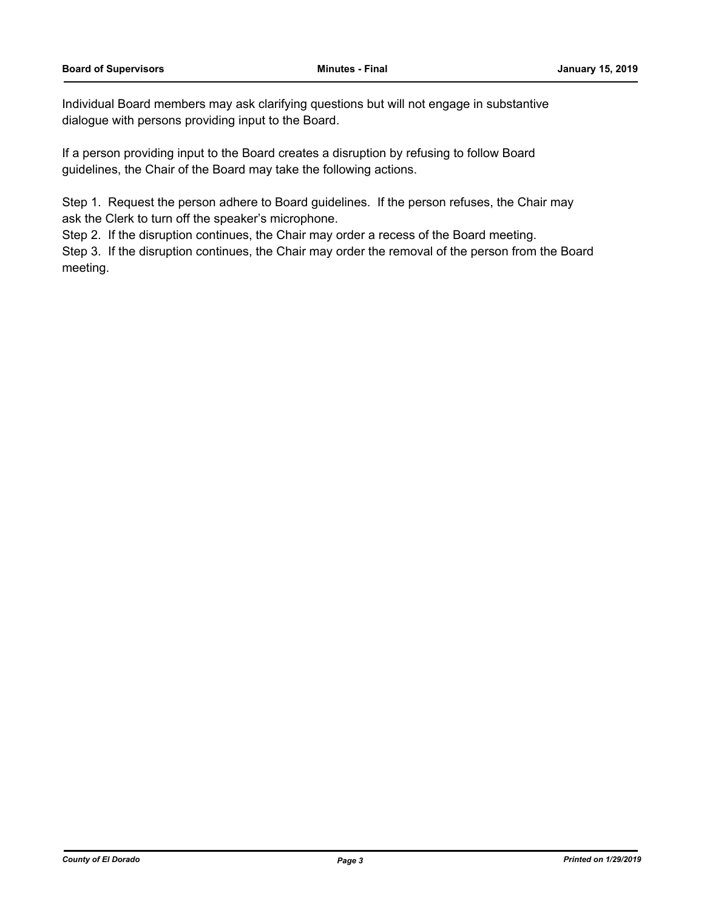Individual Board members may ask clarifying questions but will not engage in substantive dialogue with persons providing input to the Board.

If a person providing input to the Board creates a disruption by refusing to follow Board guidelines, the Chair of the Board may take the following actions.

Step 1. Request the person adhere to Board guidelines. If the person refuses, the Chair may ask the Clerk to turn off the speaker's microphone.
Step 2. If the disruption continues, the Chair may order a recess of the Board meeting.
Step 3. If the disruption continues, the Chair may order the removal of the person from the Board meeting.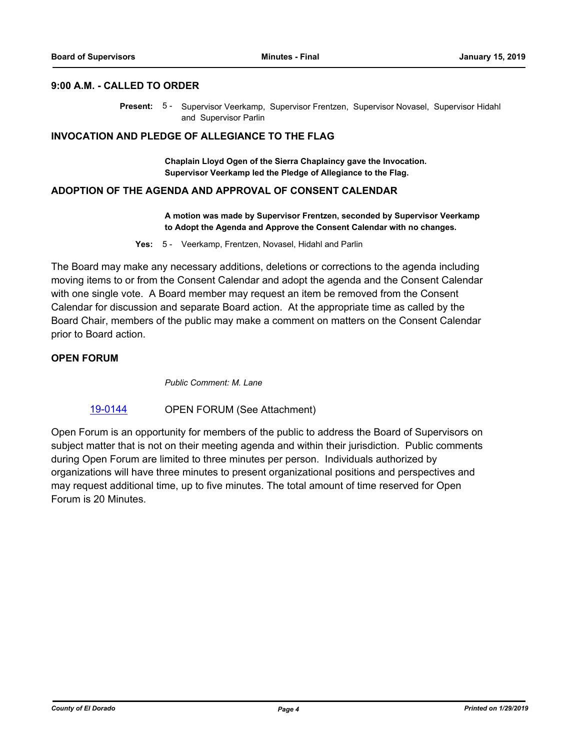## 9:00 A.M. - CALLED TO ORDER

**Present:** 5 - Supervisor Veerkamp, Supervisor Frentzen, Supervisor Novasel, Supervisor Hidahl and Supervisor Parlin

## INVOCATION AND PLEDGE OF ALLEGIANCE TO THE FLAG

**Chaplain Lloyd Ogen of the Sierra Chaplaincy gave the Invocation.**
**Supervisor Veerkamp led the Pledge of Allegiance to the Flag.**

## ADOPTION OF THE AGENDA AND APPROVAL OF CONSENT CALENDAR

**A motion was made by Supervisor Frentzen, seconded by Supervisor Veerkamp to Adopt the Agenda and Approve the Consent Calendar with no changes.**

**Yes:** 5 - Veerkamp, Frentzen, Novasel, Hidahl and Parlin

The Board may make any necessary additions, deletions or corrections to the agenda including moving items to or from the Consent Calendar and adopt the agenda and the Consent Calendar with one single vote. A Board member may request an item be removed from the Consent Calendar for discussion and separate Board action. At the appropriate time as called by the Board Chair, members of the public may make a comment on matters on the Consent Calendar prior to Board action.

## OPEN FORUM

*Public Comment: M. Lane*

19-0144 OPEN FORUM (See Attachment)

Open Forum is an opportunity for members of the public to address the Board of Supervisors on subject matter that is not on their meeting agenda and within their jurisdiction. Public comments during Open Forum are limited to three minutes per person. Individuals authorized by organizations will have three minutes to present organizational positions and perspectives and may request additional time, up to five minutes. The total amount of time reserved for Open Forum is 20 Minutes.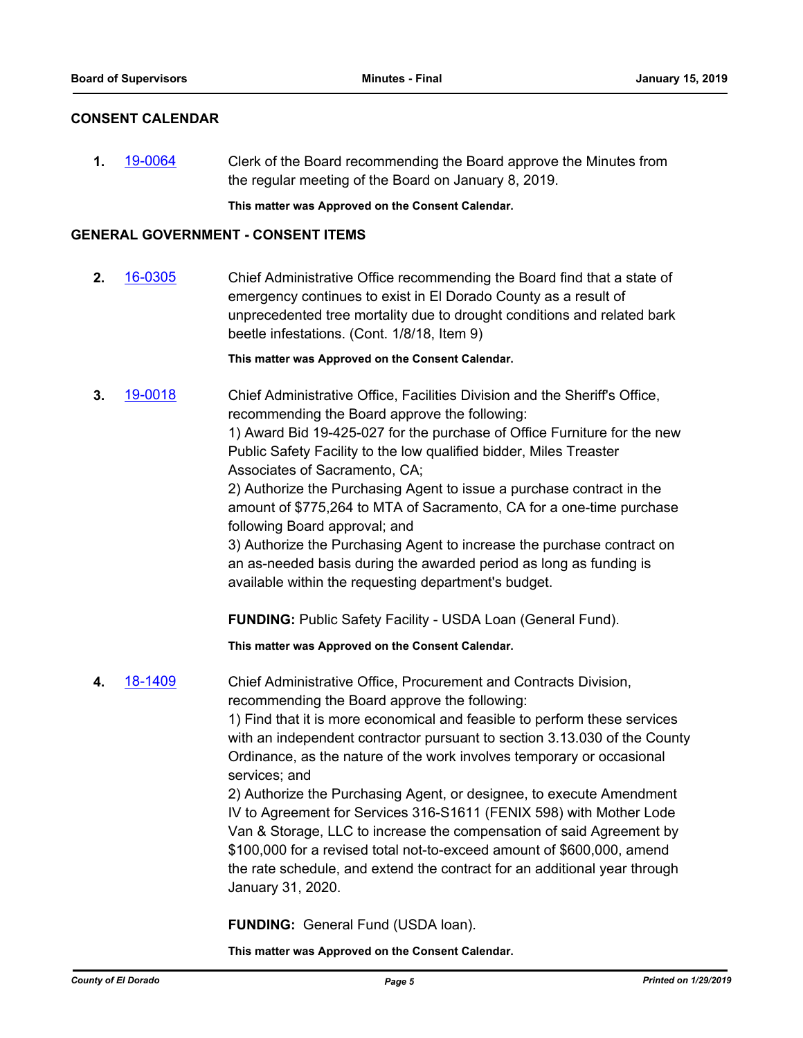## CONSENT CALENDAR

**1.** 19-0064 Clerk of the Board recommending the Board approve the Minutes from the regular meeting of the Board on January 8, 2019.

**This matter was Approved on the Consent Calendar.**

## GENERAL GOVERNMENT - CONSENT ITEMS

**2.** 16-0305 Chief Administrative Office recommending the Board find that a state of emergency continues to exist in El Dorado County as a result of unprecedented tree mortality due to drought conditions and related bark beetle infestations. (Cont. 1/8/18, Item 9)

**This matter was Approved on the Consent Calendar.**

**3.** 19-0018 Chief Administrative Office, Facilities Division and the Sheriff's Office, recommending the Board approve the following:
1) Award Bid 19-425-027 for the purchase of Office Furniture for the new Public Safety Facility to the low qualified bidder, Miles Treaster Associates of Sacramento, CA;
2) Authorize the Purchasing Agent to issue a purchase contract in the amount of $775,264 to MTA of Sacramento, CA for a one-time purchase following Board approval; and
3) Authorize the Purchasing Agent to increase the purchase contract on an as-needed basis during the awarded period as long as funding is available within the requesting department's budget.

**FUNDING:** Public Safety Facility - USDA Loan (General Fund).

**This matter was Approved on the Consent Calendar.**

**4.** 18-1409 Chief Administrative Office, Procurement and Contracts Division, recommending the Board approve the following:
1) Find that it is more economical and feasible to perform these services with an independent contractor pursuant to section 3.13.030 of the County Ordinance, as the nature of the work involves temporary or occasional services; and
2) Authorize the Purchasing Agent, or designee, to execute Amendment IV to Agreement for Services 316-S1611 (FENIX 598) with Mother Lode Van & Storage, LLC to increase the compensation of said Agreement by $100,000 for a revised total not-to-exceed amount of $600,000, amend the rate schedule, and extend the contract for an additional year through January 31, 2020.

**FUNDING:** General Fund (USDA loan).

**This matter was Approved on the Consent Calendar.**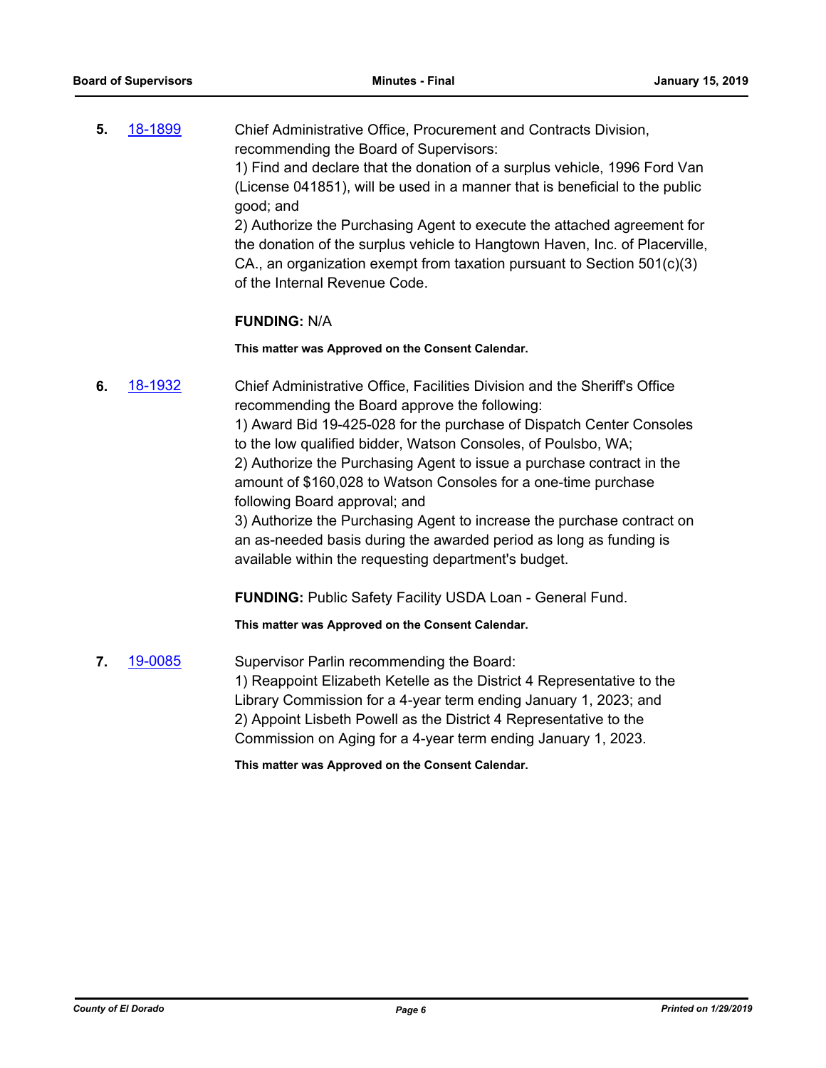**5.** 18-1899

Chief Administrative Office, Procurement and Contracts Division, recommending the Board of Supervisors:
1) Find and declare that the donation of a surplus vehicle, 1996 Ford Van (License 041851), will be used in a manner that is beneficial to the public good; and
2) Authorize the Purchasing Agent to execute the attached agreement for the donation of the surplus vehicle to Hangtown Haven, Inc. of Placerville, CA., an organization exempt from taxation pursuant to Section 501(c)(3) of the Internal Revenue Code.

**FUNDING:** N/A

**This matter was Approved on the Consent Calendar.**

**6.** 18-1932

Chief Administrative Office, Facilities Division and the Sheriff's Office recommending the Board approve the following:
1) Award Bid 19-425-028 for the purchase of Dispatch Center Consoles to the low qualified bidder, Watson Consoles, of Poulsbo, WA;
2) Authorize the Purchasing Agent to issue a purchase contract in the amount of $160,028 to Watson Consoles for a one-time purchase following Board approval; and
3) Authorize the Purchasing Agent to increase the purchase contract on an as-needed basis during the awarded period as long as funding is available within the requesting department's budget.

**FUNDING:** Public Safety Facility USDA Loan - General Fund.

**This matter was Approved on the Consent Calendar.**

**7.** 19-0085

Supervisor Parlin recommending the Board:
1) Reappoint Elizabeth Ketelle as the District 4 Representative to the Library Commission for a 4-year term ending January 1, 2023; and
2) Appoint Lisbeth Powell as the District 4 Representative to the Commission on Aging for a 4-year term ending January 1, 2023.

**This matter was Approved on the Consent Calendar.**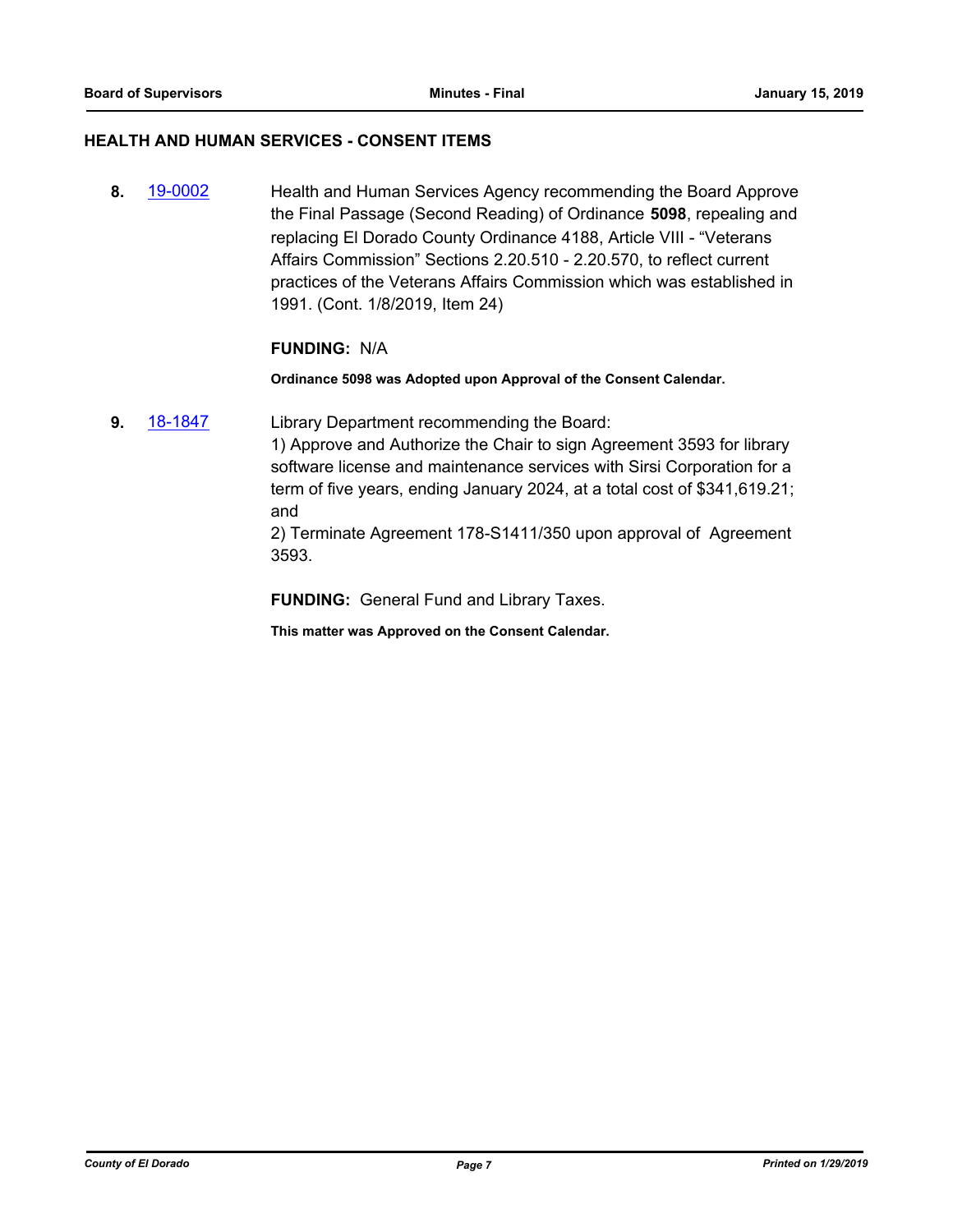## HEALTH AND HUMAN SERVICES - CONSENT ITEMS

**8.** 19-0002 Health and Human Services Agency recommending the Board Approve the Final Passage (Second Reading) of Ordinance **5098**, repealing and replacing El Dorado County Ordinance 4188, Article VIII - "Veterans Affairs Commission" Sections 2.20.510 - 2.20.570, to reflect current practices of the Veterans Affairs Commission which was established in 1991. (Cont. 1/8/2019, Item 24)

**FUNDING:** N/A

**Ordinance 5098 was Adopted upon Approval of the Consent Calendar.**

**9.** 18-1847 Library Department recommending the Board:
1) Approve and Authorize the Chair to sign Agreement 3593 for library software license and maintenance services with Sirsi Corporation for a term of five years, ending January 2024, at a total cost of $341,619.21; and
2) Terminate Agreement 178-S1411/350 upon approval of Agreement 3593.

**FUNDING:** General Fund and Library Taxes.

**This matter was Approved on the Consent Calendar.**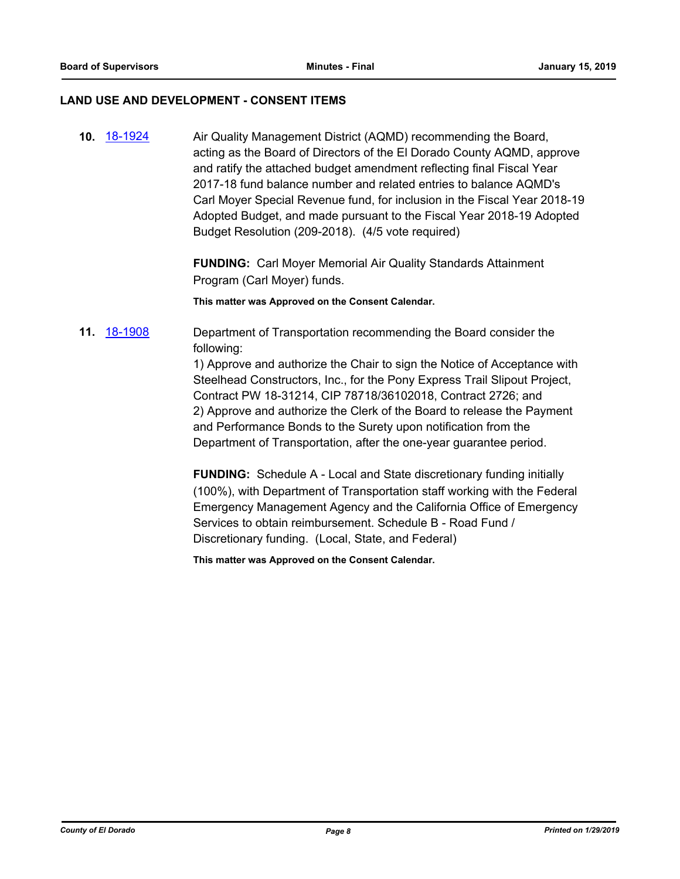## LAND USE AND DEVELOPMENT - CONSENT ITEMS

**10.** 18-1924

Air Quality Management District (AQMD) recommending the Board, acting as the Board of Directors of the El Dorado County AQMD, approve and ratify the attached budget amendment reflecting final Fiscal Year 2017-18 fund balance number and related entries to balance AQMD's Carl Moyer Special Revenue fund, for inclusion in the Fiscal Year 2018-19 Adopted Budget, and made pursuant to the Fiscal Year 2018-19 Adopted Budget Resolution (209-2018). (4/5 vote required)

**FUNDING:** Carl Moyer Memorial Air Quality Standards Attainment Program (Carl Moyer) funds.

**This matter was Approved on the Consent Calendar.**

**11.** 18-1908

Department of Transportation recommending the Board consider the following:
1) Approve and authorize the Chair to sign the Notice of Acceptance with Steelhead Constructors, Inc., for the Pony Express Trail Slipout Project, Contract PW 18-31214, CIP 78718/36102018, Contract 2726; and
2) Approve and authorize the Clerk of the Board to release the Payment and Performance Bonds to the Surety upon notification from the Department of Transportation, after the one-year guarantee period.

**FUNDING:** Schedule A - Local and State discretionary funding initially (100%), with Department of Transportation staff working with the Federal Emergency Management Agency and the California Office of Emergency Services to obtain reimbursement. Schedule B - Road Fund / Discretionary funding. (Local, State, and Federal)

**This matter was Approved on the Consent Calendar.**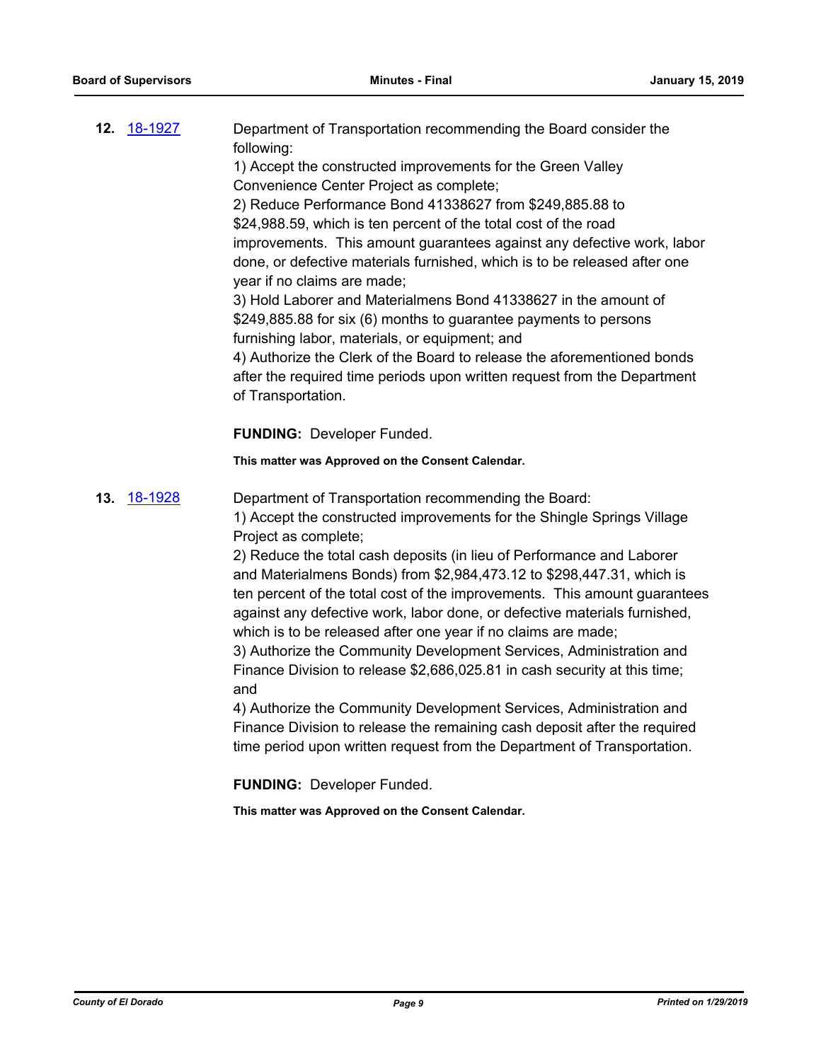**12.** 18-1927 Department of Transportation recommending the Board consider the following:

1) Accept the constructed improvements for the Green Valley Convenience Center Project as complete;
2) Reduce Performance Bond 41338627 from $249,885.88 to $24,988.59, which is ten percent of the total cost of the road improvements. This amount guarantees against any defective work, labor done, or defective materials furnished, which is to be released after one year if no claims are made;
3) Hold Laborer and Materialmens Bond 41338627 in the amount of $249,885.88 for six (6) months to guarantee payments to persons furnishing labor, materials, or equipment; and
4) Authorize the Clerk of the Board to release the aforementioned bonds after the required time periods upon written request from the Department of Transportation.

**FUNDING:** Developer Funded.

**This matter was Approved on the Consent Calendar.**

**13.** 18-1928 Department of Transportation recommending the Board:

1) Accept the constructed improvements for the Shingle Springs Village Project as complete;
2) Reduce the total cash deposits (in lieu of Performance and Laborer and Materialmens Bonds) from $2,984,473.12 to $298,447.31, which is ten percent of the total cost of the improvements. This amount guarantees against any defective work, labor done, or defective materials furnished, which is to be released after one year if no claims are made;
3) Authorize the Community Development Services, Administration and Finance Division to release $2,686,025.81 in cash security at this time; and
4) Authorize the Community Development Services, Administration and Finance Division to release the remaining cash deposit after the required time period upon written request from the Department of Transportation.

**FUNDING:** Developer Funded.

**This matter was Approved on the Consent Calendar.**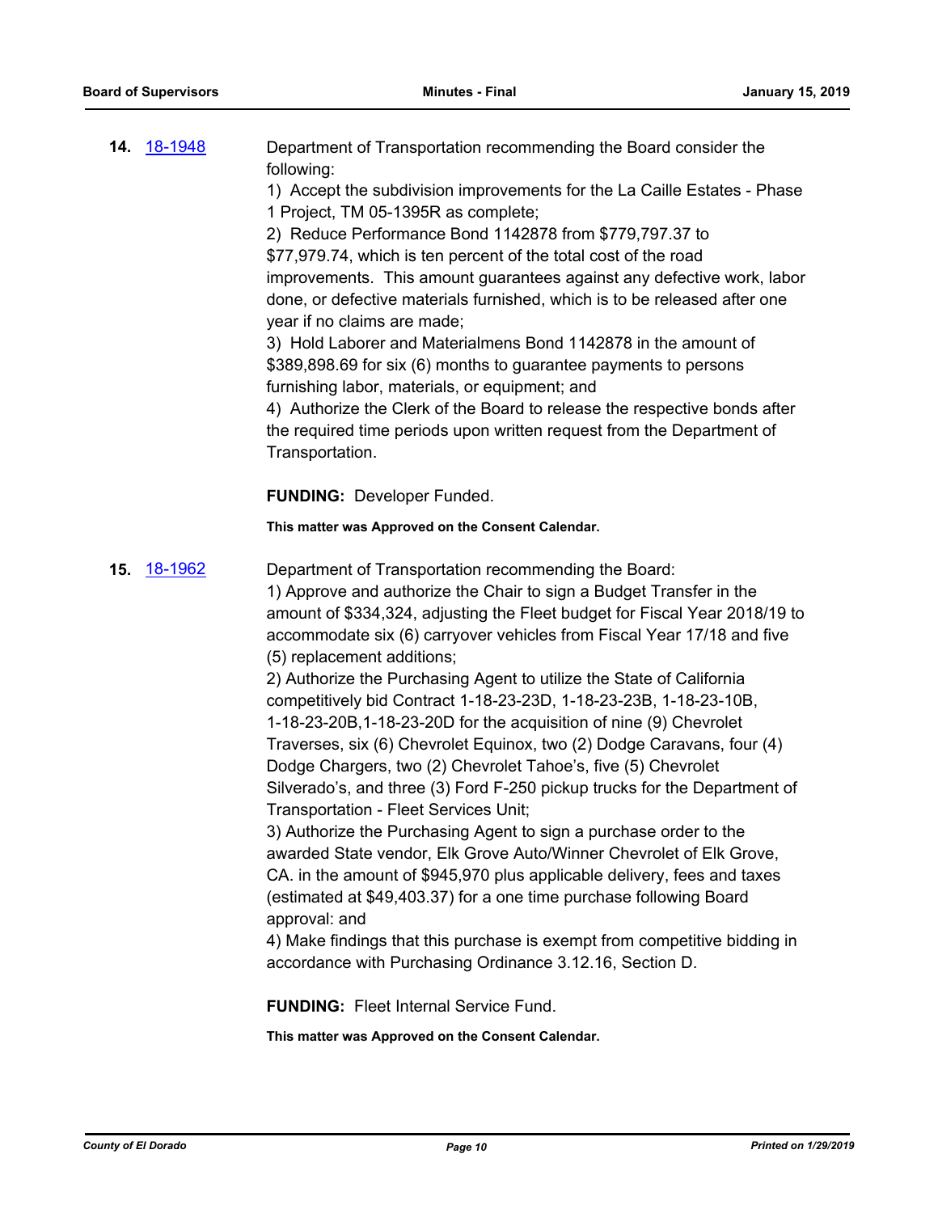**14.** [18-1948](18-1948)

Department of Transportation recommending the Board consider the following:

1) Accept the subdivision improvements for the La Caille Estates - Phase 1 Project, TM 05-1395R as complete;

2) Reduce Performance Bond 1142878 from $779,797.37 to $77,979.74, which is ten percent of the total cost of the road improvements. This amount guarantees against any defective work, labor done, or defective materials furnished, which is to be released after one year if no claims are made;

3) Hold Laborer and Materialmens Bond 1142878 in the amount of $389,898.69 for six (6) months to guarantee payments to persons furnishing labor, materials, or equipment; and

4) Authorize the Clerk of the Board to release the respective bonds after the required time periods upon written request from the Department of Transportation.

**FUNDING:** Developer Funded.

**This matter was Approved on the Consent Calendar.**

**15.** [18-1962](18-1962)

Department of Transportation recommending the Board:

1) Approve and authorize the Chair to sign a Budget Transfer in the amount of $334,324, adjusting the Fleet budget for Fiscal Year 2018/19 to accommodate six (6) carryover vehicles from Fiscal Year 17/18 and five (5) replacement additions;

2) Authorize the Purchasing Agent to utilize the State of California competitively bid Contract 1-18-23-23D, 1-18-23-23B, 1-18-23-10B, 1-18-23-20B,1-18-23-20D for the acquisition of nine (9) Chevrolet Traverses, six (6) Chevrolet Equinox, two (2) Dodge Caravans, four (4) Dodge Chargers, two (2) Chevrolet Tahoe's, five (5) Chevrolet Silverado's, and three (3) Ford F-250 pickup trucks for the Department of Transportation - Fleet Services Unit;

3) Authorize the Purchasing Agent to sign a purchase order to the awarded State vendor, Elk Grove Auto/Winner Chevrolet of Elk Grove, CA. in the amount of $945,970 plus applicable delivery, fees and taxes (estimated at $49,403.37) for a one time purchase following Board approval: and

4) Make findings that this purchase is exempt from competitive bidding in accordance with Purchasing Ordinance 3.12.16, Section D.

**FUNDING:** Fleet Internal Service Fund.

**This matter was Approved on the Consent Calendar.**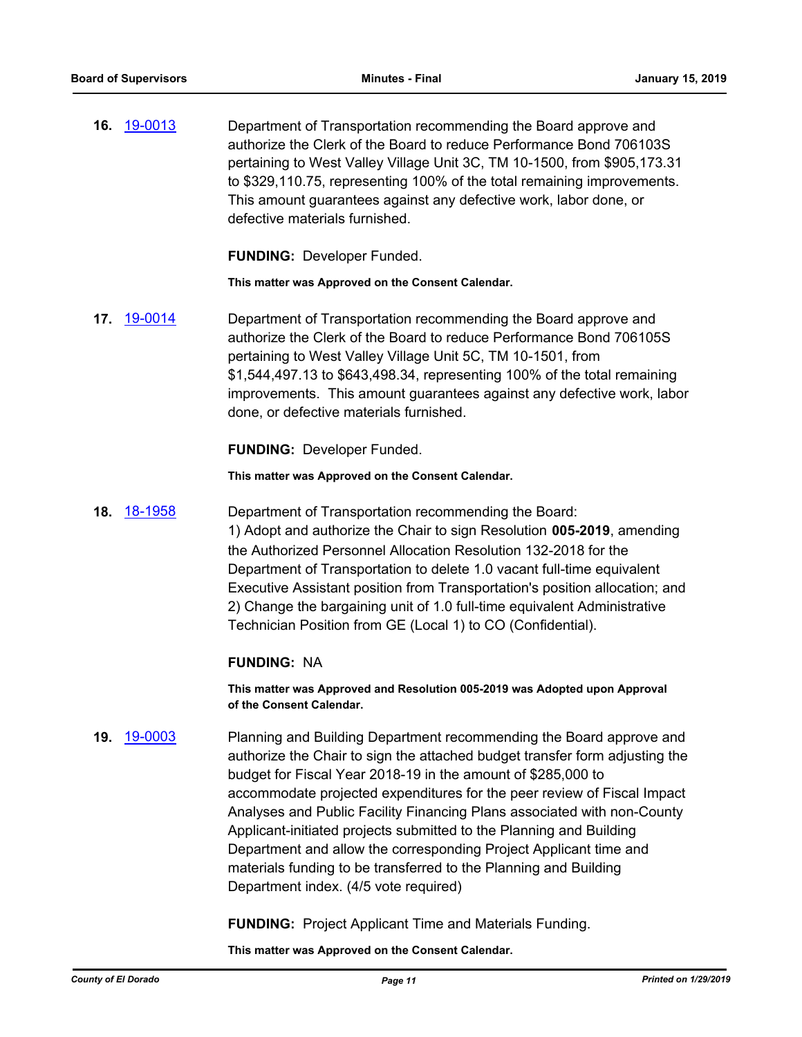**16.** 19-0013 Department of Transportation recommending the Board approve and authorize the Clerk of the Board to reduce Performance Bond 706103S pertaining to West Valley Village Unit 3C, TM 10-1500, from $905,173.31 to $329,110.75, representing 100% of the total remaining improvements. This amount guarantees against any defective work, labor done, or defective materials furnished.

**FUNDING:** Developer Funded.

**This matter was Approved on the Consent Calendar.**

**17.** 19-0014 Department of Transportation recommending the Board approve and authorize the Clerk of the Board to reduce Performance Bond 706105S pertaining to West Valley Village Unit 5C, TM 10-1501, from $1,544,497.13 to $643,498.34, representing 100% of the total remaining improvements. This amount guarantees against any defective work, labor done, or defective materials furnished.

**FUNDING:** Developer Funded.

**This matter was Approved on the Consent Calendar.**

**18.** 18-1958 Department of Transportation recommending the Board:
1) Adopt and authorize the Chair to sign Resolution **005-2019**, amending the Authorized Personnel Allocation Resolution 132-2018 for the Department of Transportation to delete 1.0 vacant full-time equivalent Executive Assistant position from Transportation's position allocation; and
2) Change the bargaining unit of 1.0 full-time equivalent Administrative Technician Position from GE (Local 1) to CO (Confidential).

**FUNDING:** NA

**This matter was Approved and Resolution 005-2019 was Adopted upon Approval of the Consent Calendar.**

**19.** 19-0003 Planning and Building Department recommending the Board approve and authorize the Chair to sign the attached budget transfer form adjusting the budget for Fiscal Year 2018-19 in the amount of $285,000 to accommodate projected expenditures for the peer review of Fiscal Impact Analyses and Public Facility Financing Plans associated with non-County Applicant-initiated projects submitted to the Planning and Building Department and allow the corresponding Project Applicant time and materials funding to be transferred to the Planning and Building Department index. (4/5 vote required)

**FUNDING:** Project Applicant Time and Materials Funding.

**This matter was Approved on the Consent Calendar.**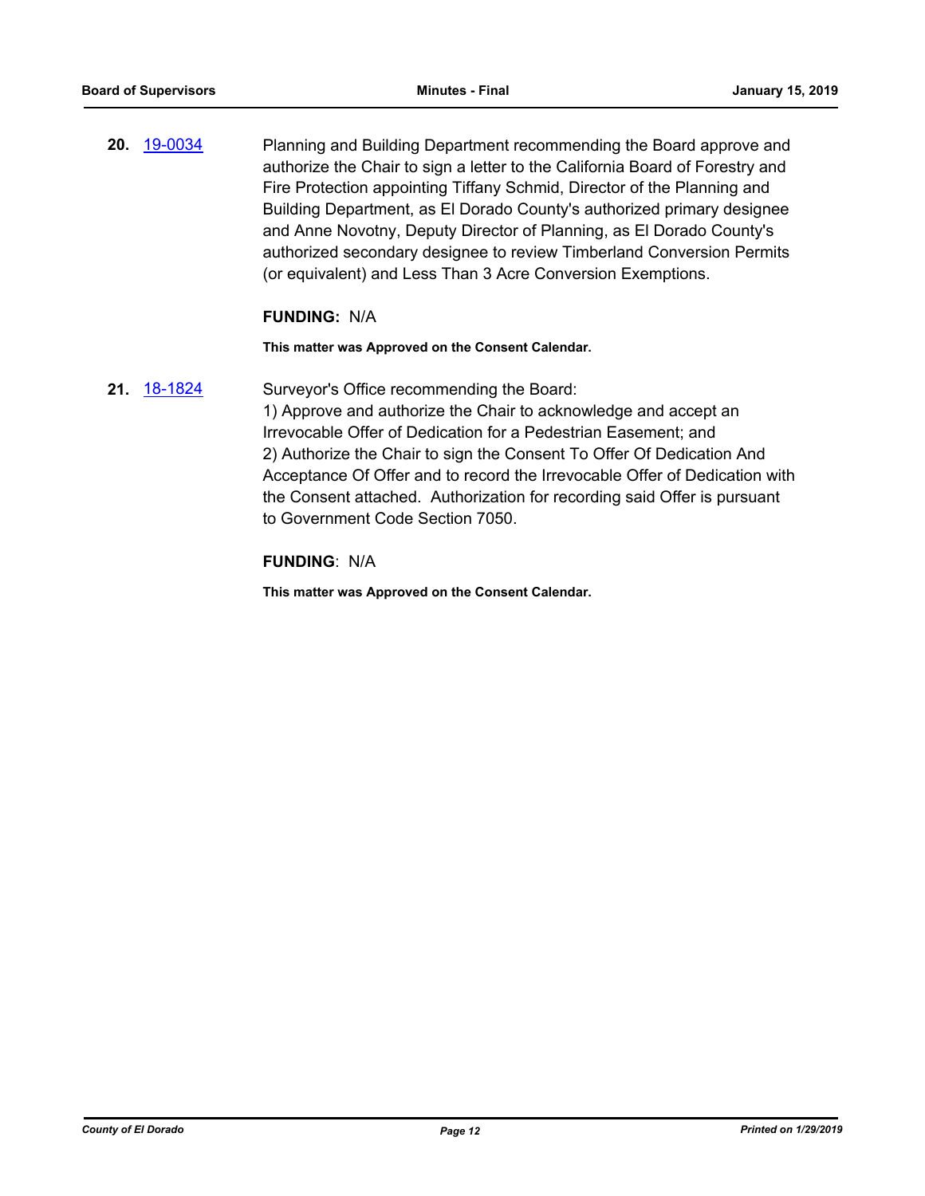**20.** [19-0034](19-0034)

Planning and Building Department recommending the Board approve and authorize the Chair to sign a letter to the California Board of Forestry and Fire Protection appointing Tiffany Schmid, Director of the Planning and Building Department, as El Dorado County's authorized primary designee and Anne Novotny, Deputy Director of Planning, as El Dorado County's authorized secondary designee to review Timberland Conversion Permits (or equivalent) and Less Than 3 Acre Conversion Exemptions.

**FUNDING:** N/A

**This matter was Approved on the Consent Calendar.**

**21.** [18-1824](18-1824)

Surveyor's Office recommending the Board:
1) Approve and authorize the Chair to acknowledge and accept an Irrevocable Offer of Dedication for a Pedestrian Easement; and
2) Authorize the Chair to sign the Consent To Offer Of Dedication And Acceptance Of Offer and to record the Irrevocable Offer of Dedication with the Consent attached. Authorization for recording said Offer is pursuant to Government Code Section 7050.

**FUNDING**: N/A

**This matter was Approved on the Consent Calendar.**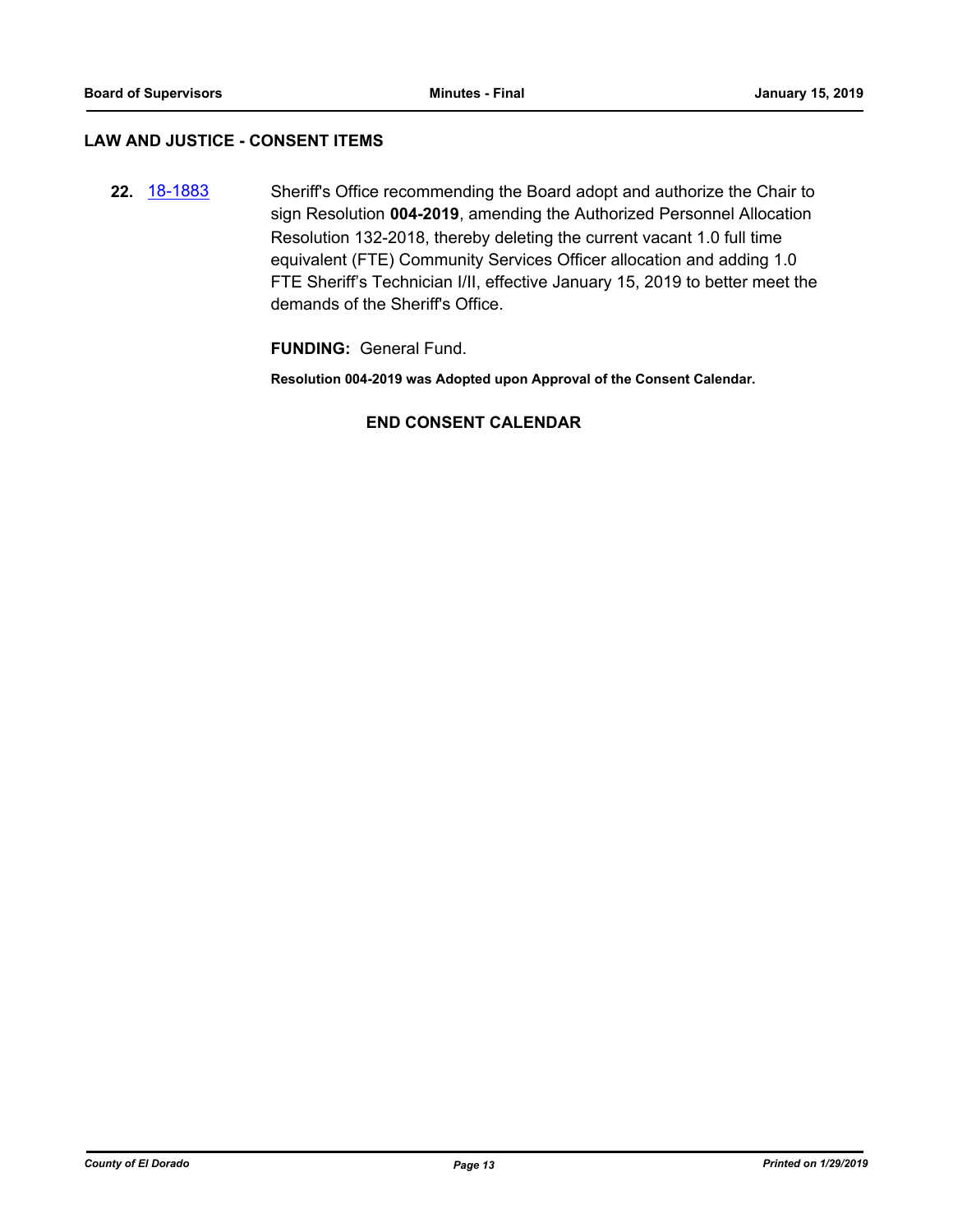## LAW AND JUSTICE - CONSENT ITEMS

**22.** [18-1883] Sheriff's Office recommending the Board adopt and authorize the Chair to sign Resolution **004-2019**, amending the Authorized Personnel Allocation Resolution 132-2018, thereby deleting the current vacant 1.0 full time equivalent (FTE) Community Services Officer allocation and adding 1.0 FTE Sheriff's Technician I/II, effective January 15, 2019 to better meet the demands of the Sheriff's Office.

**FUNDING:** General Fund.

**Resolution 004-2019 was Adopted upon Approval of the Consent Calendar.**

**END CONSENT CALENDAR**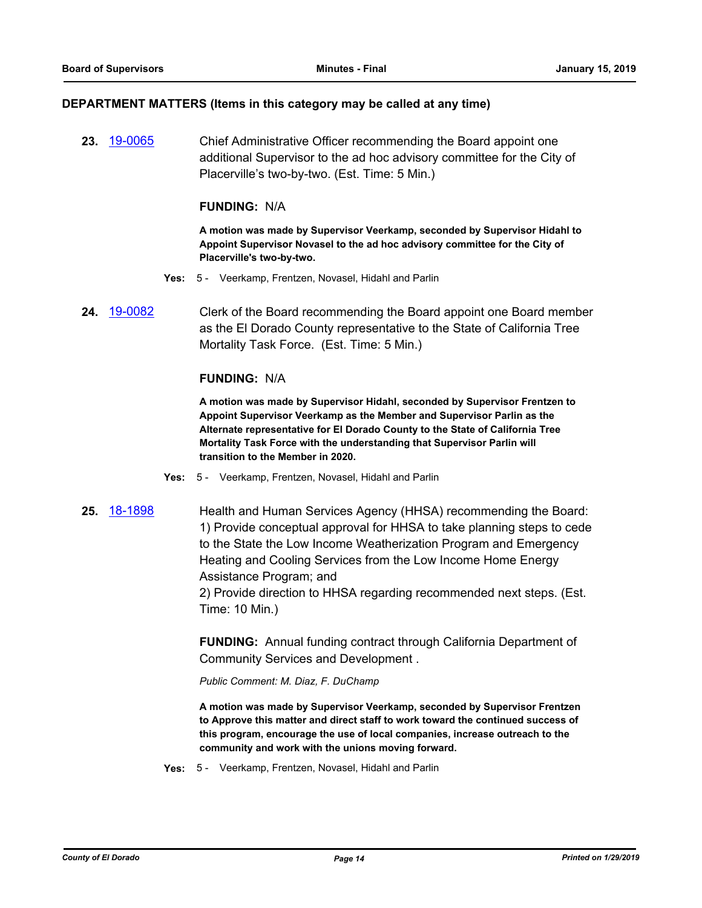## DEPARTMENT MATTERS (Items in this category may be called at any time)

**23.** 19-0065 Chief Administrative Officer recommending the Board appoint one additional Supervisor to the ad hoc advisory committee for the City of Placerville's two-by-two. (Est. Time: 5 Min.)

**FUNDING:** N/A

**A motion was made by Supervisor Veerkamp, seconded by Supervisor Hidahl to Appoint Supervisor Novasel to the ad hoc advisory committee for the City of Placerville's two-by-two.**

**Yes:** 5 - Veerkamp, Frentzen, Novasel, Hidahl and Parlin

**24.** 19-0082 Clerk of the Board recommending the Board appoint one Board member as the El Dorado County representative to the State of California Tree Mortality Task Force. (Est. Time: 5 Min.)

**FUNDING:** N/A

**A motion was made by Supervisor Hidahl, seconded by Supervisor Frentzen to Appoint Supervisor Veerkamp as the Member and Supervisor Parlin as the Alternate representative for El Dorado County to the State of California Tree Mortality Task Force with the understanding that Supervisor Parlin will transition to the Member in 2020.**

**Yes:** 5 - Veerkamp, Frentzen, Novasel, Hidahl and Parlin

**25.** 18-1898 Health and Human Services Agency (HHSA) recommending the Board:
1) Provide conceptual approval for HHSA to take planning steps to cede to the State the Low Income Weatherization Program and Emergency Heating and Cooling Services from the Low Income Home Energy Assistance Program; and
2) Provide direction to HHSA regarding recommended next steps. (Est. Time: 10 Min.)

**FUNDING:** Annual funding contract through California Department of Community Services and Development .

*Public Comment: M. Diaz, F. DuChamp*

**A motion was made by Supervisor Veerkamp, seconded by Supervisor Frentzen to Approve this matter and direct staff to work toward the continued success of this program, encourage the use of local companies, increase outreach to the community and work with the unions moving forward.**

**Yes:** 5 - Veerkamp, Frentzen, Novasel, Hidahl and Parlin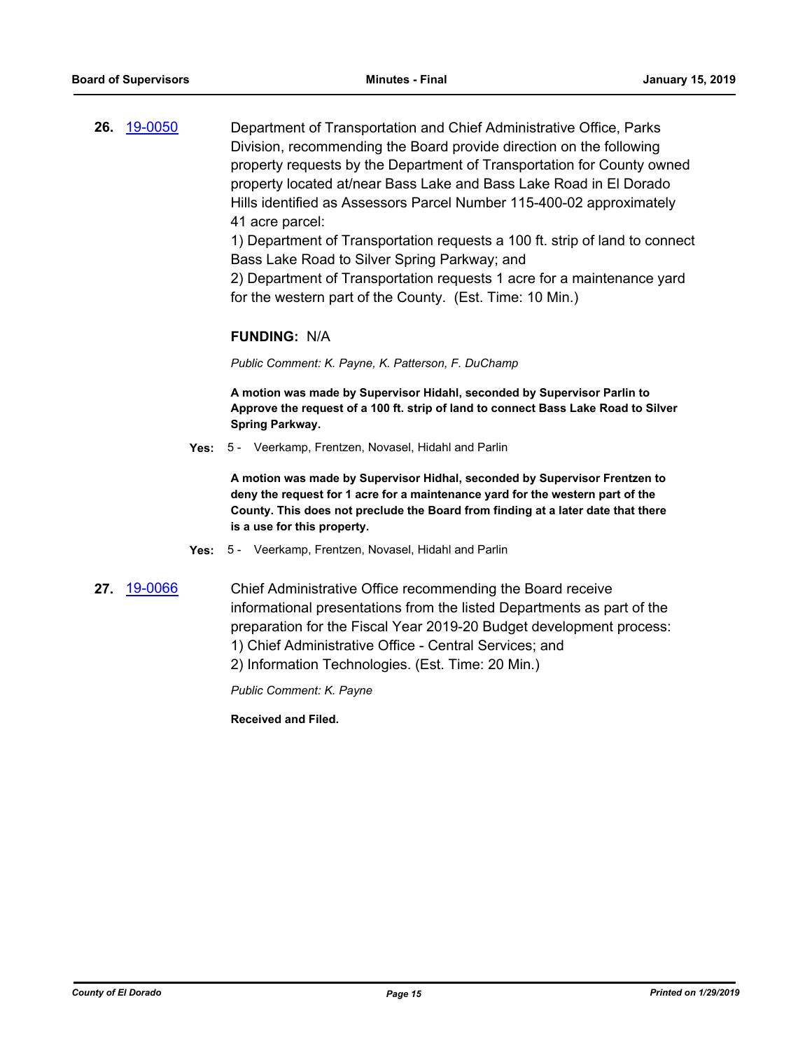**26.** 19-0050

Department of Transportation and Chief Administrative Office, Parks Division, recommending the Board provide direction on the following property requests by the Department of Transportation for County owned property located at/near Bass Lake and Bass Lake Road in El Dorado Hills identified as Assessors Parcel Number 115-400-02 approximately 41 acre parcel:
1) Department of Transportation requests a 100 ft. strip of land to connect Bass Lake Road to Silver Spring Parkway; and
2) Department of Transportation requests 1 acre for a maintenance yard for the western part of the County. (Est. Time: 10 Min.)

**FUNDING:** N/A

*Public Comment: K. Payne, K. Patterson, F. DuChamp*

**A motion was made by Supervisor Hidahl, seconded by Supervisor Parlin to Approve the request of a 100 ft. strip of land to connect Bass Lake Road to Silver Spring Parkway.**

**Yes:** 5 - Veerkamp, Frentzen, Novasel, Hidahl and Parlin

**A motion was made by Supervisor Hidhal, seconded by Supervisor Frentzen to deny the request for 1 acre for a maintenance yard for the western part of the County. This does not preclude the Board from finding at a later date that there is a use for this property.**

**Yes:** 5 - Veerkamp, Frentzen, Novasel, Hidahl and Parlin

**27.** 19-0066

Chief Administrative Office recommending the Board receive informational presentations from the listed Departments as part of the preparation for the Fiscal Year 2019-20 Budget development process:
1) Chief Administrative Office - Central Services; and
2) Information Technologies. (Est. Time: 20 Min.)

*Public Comment: K. Payne*

**Received and Filed.**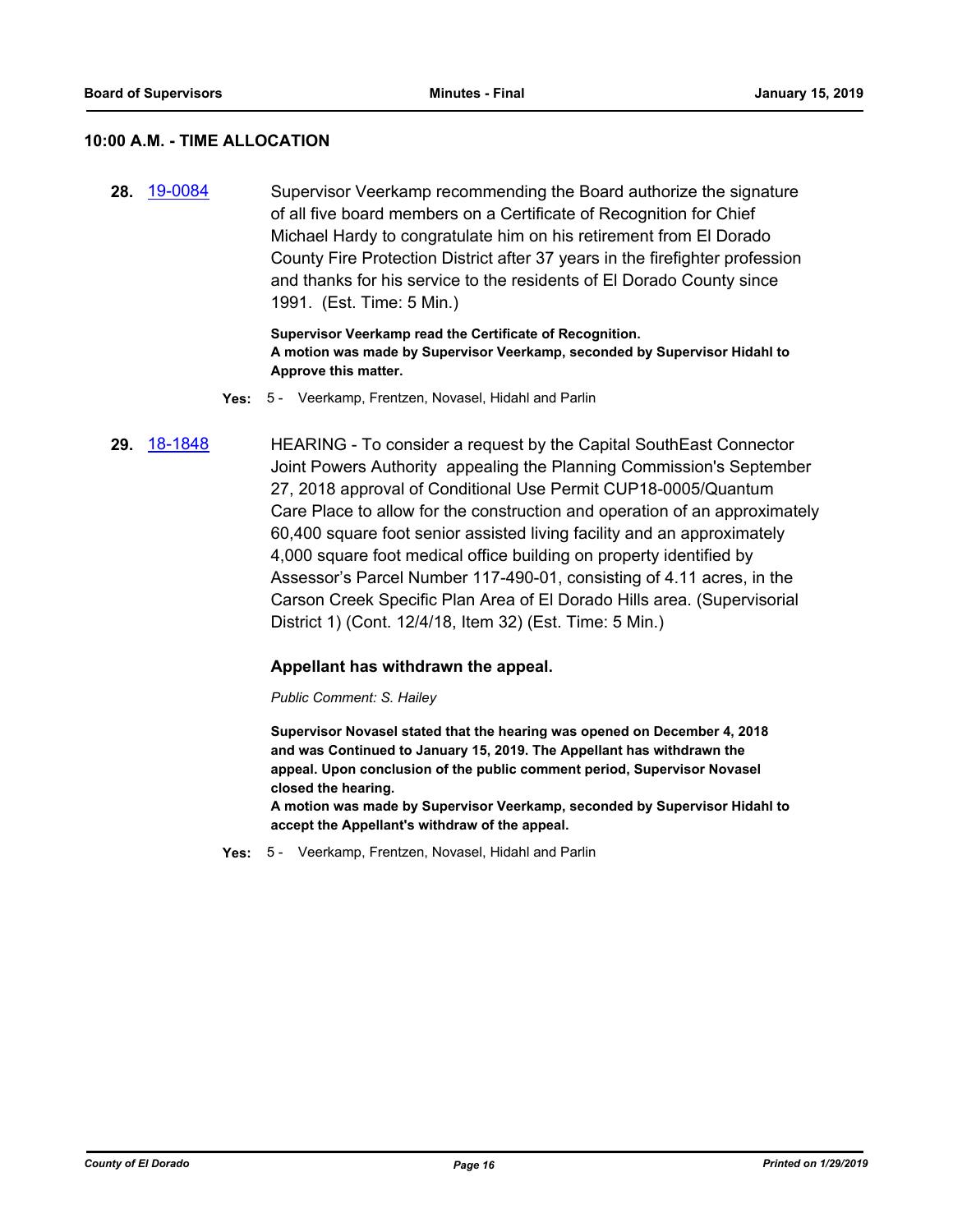## 10:00 A.M. - TIME ALLOCATION

**28.** 19-0084 Supervisor Veerkamp recommending the Board authorize the signature of all five board members on a Certificate of Recognition for Chief Michael Hardy to congratulate him on his retirement from El Dorado County Fire Protection District after 37 years in the firefighter profession and thanks for his service to the residents of El Dorado County since 1991. (Est. Time: 5 Min.)

**Supervisor Veerkamp read the Certificate of Recognition.**
**A motion was made by Supervisor Veerkamp, seconded by Supervisor Hidahl to Approve this matter.**

**Yes:** 5 - Veerkamp, Frentzen, Novasel, Hidahl and Parlin

**29.** 18-1848 HEARING - To consider a request by the Capital SouthEast Connector Joint Powers Authority appealing the Planning Commission's September 27, 2018 approval of Conditional Use Permit CUP18-0005/Quantum Care Place to allow for the construction and operation of an approximately 60,400 square foot senior assisted living facility and an approximately 4,000 square foot medical office building on property identified by Assessor's Parcel Number 117-490-01, consisting of 4.11 acres, in the Carson Creek Specific Plan Area of El Dorado Hills area. (Supervisorial District 1) (Cont. 12/4/18, Item 32) (Est. Time: 5 Min.)

**Appellant has withdrawn the appeal.**

*Public Comment: S. Hailey*

**Supervisor Novasel stated that the hearing was opened on December 4, 2018 and was Continued to January 15, 2019. The Appellant has withdrawn the appeal. Upon conclusion of the public comment period, Supervisor Novasel closed the hearing.**
**A motion was made by Supervisor Veerkamp, seconded by Supervisor Hidahl to accept the Appellant's withdraw of the appeal.**

**Yes:** 5 - Veerkamp, Frentzen, Novasel, Hidahl and Parlin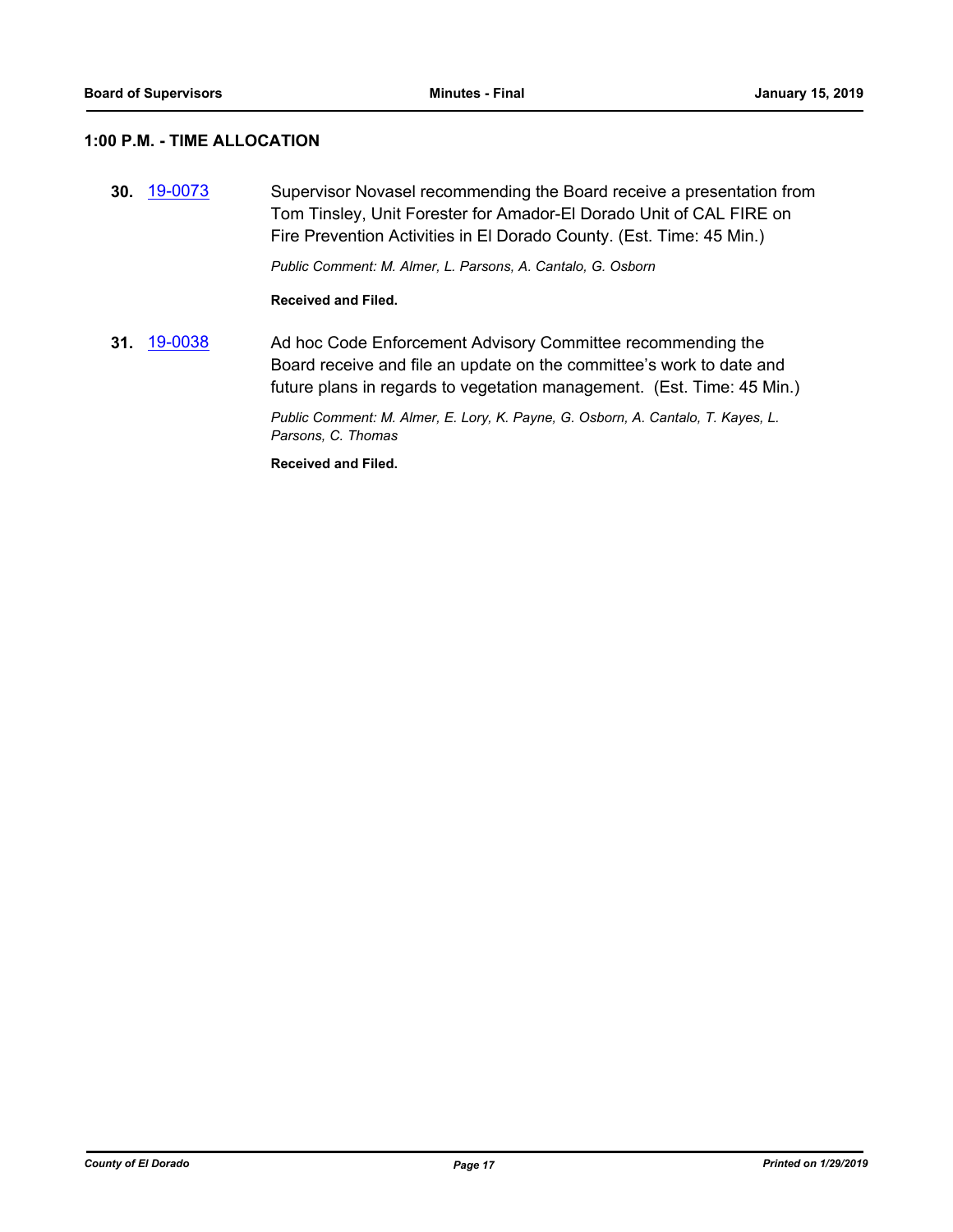## 1:00 P.M. - TIME ALLOCATION

**30.** 19-0073 Supervisor Novasel recommending the Board receive a presentation from Tom Tinsley, Unit Forester for Amador-El Dorado Unit of CAL FIRE on Fire Prevention Activities in El Dorado County. (Est. Time: 45 Min.)

*Public Comment: M. Almer, L. Parsons, A. Cantalo, G. Osborn*

**Received and Filed.**

**31.** 19-0038 Ad hoc Code Enforcement Advisory Committee recommending the Board receive and file an update on the committee's work to date and future plans in regards to vegetation management. (Est. Time: 45 Min.)

*Public Comment: M. Almer, E. Lory, K. Payne, G. Osborn, A. Cantalo, T. Kayes, L. Parsons, C. Thomas*

**Received and Filed.**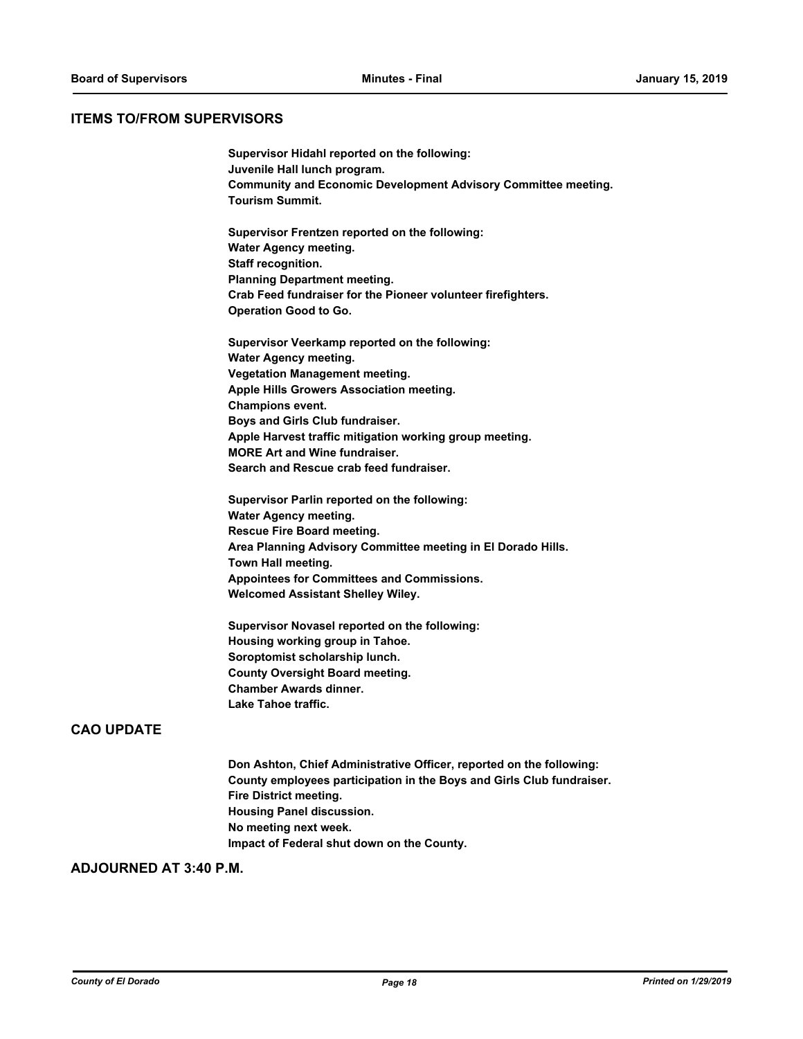## ITEMS TO/FROM SUPERVISORS

**Supervisor Hidahl reported on the following:**
**Juvenile Hall lunch program.**
**Community and Economic Development Advisory Committee meeting.**
**Tourism Summit.**

**Supervisor Frentzen reported on the following:**
**Water Agency meeting.**
**Staff recognition.**
**Planning Department meeting.**
**Crab Feed fundraiser for the Pioneer volunteer firefighters.**
**Operation Good to Go.**

**Supervisor Veerkamp reported on the following:**
**Water Agency meeting.**
**Vegetation Management meeting.**
**Apple Hills Growers Association meeting.**
**Champions event.**
**Boys and Girls Club fundraiser.**
**Apple Harvest traffic mitigation working group meeting.**
**MORE Art and Wine fundraiser.**
**Search and Rescue crab feed fundraiser.**

**Supervisor Parlin reported on the following:**
**Water Agency meeting.**
**Rescue Fire Board meeting.**
**Area Planning Advisory Committee meeting in El Dorado Hills.**
**Town Hall meeting.**
**Appointees for Committees and Commissions.**
**Welcomed Assistant Shelley Wiley.**

**Supervisor Novasel reported on the following:**
**Housing working group in Tahoe.**
**Soroptomist scholarship lunch.**
**County Oversight Board meeting.**
**Chamber Awards dinner.**
**Lake Tahoe traffic.**

## CAO UPDATE

**Don Ashton, Chief Administrative Officer, reported on the following:**
**County employees participation in the Boys and Girls Club fundraiser.**
**Fire District meeting.**
**Housing Panel discussion.**
**No meeting next week.**
**Impact of Federal shut down on the County.**

## ADJOURNED AT 3:40 P.M.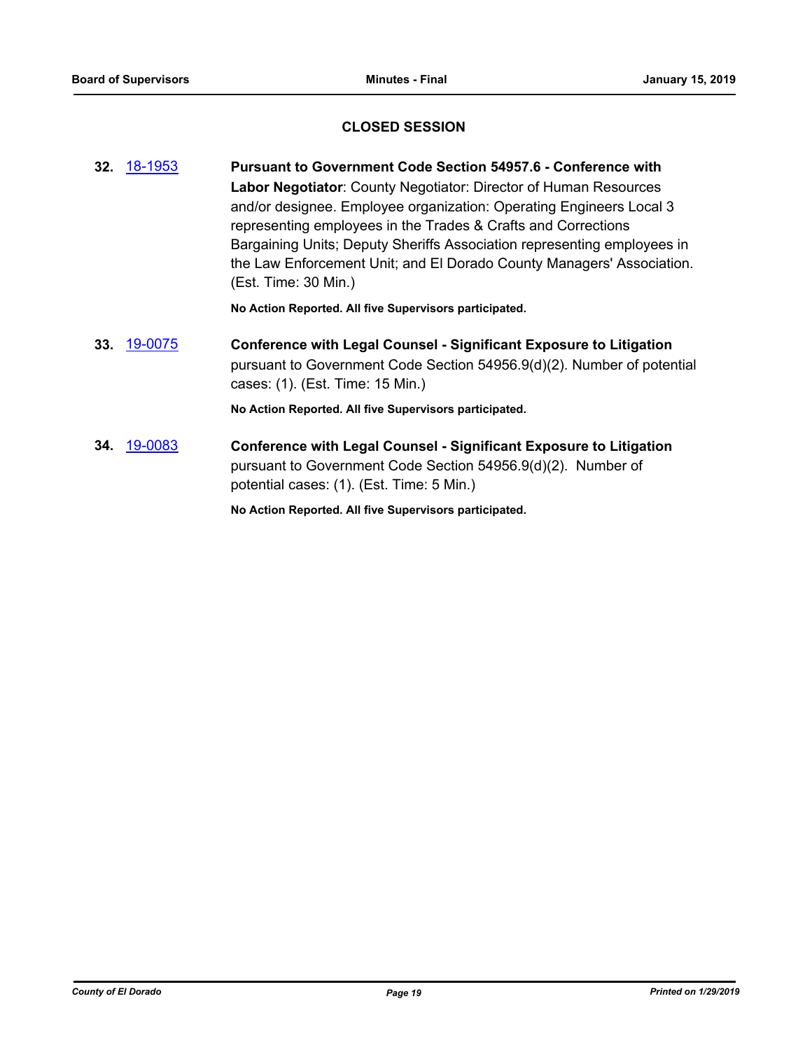## CLOSED SESSION

**32.** 18-1953 **Pursuant to Government Code Section 54957.6 - Conference with Labor Negotiator**: County Negotiator: Director of Human Resources and/or designee. Employee organization: Operating Engineers Local 3 representing employees in the Trades & Crafts and Corrections Bargaining Units; Deputy Sheriffs Association representing employees in the Law Enforcement Unit; and El Dorado County Managers' Association. (Est. Time: 30 Min.)

**No Action Reported. All five Supervisors participated.**

**33.** 19-0075 **Conference with Legal Counsel - Significant Exposure to Litigation** pursuant to Government Code Section 54956.9(d)(2). Number of potential cases: (1). (Est. Time: 15 Min.)

**No Action Reported. All five Supervisors participated.**

**34.** 19-0083 **Conference with Legal Counsel - Significant Exposure to Litigation** pursuant to Government Code Section 54956.9(d)(2). Number of potential cases: (1). (Est. Time: 5 Min.)

**No Action Reported. All five Supervisors participated.**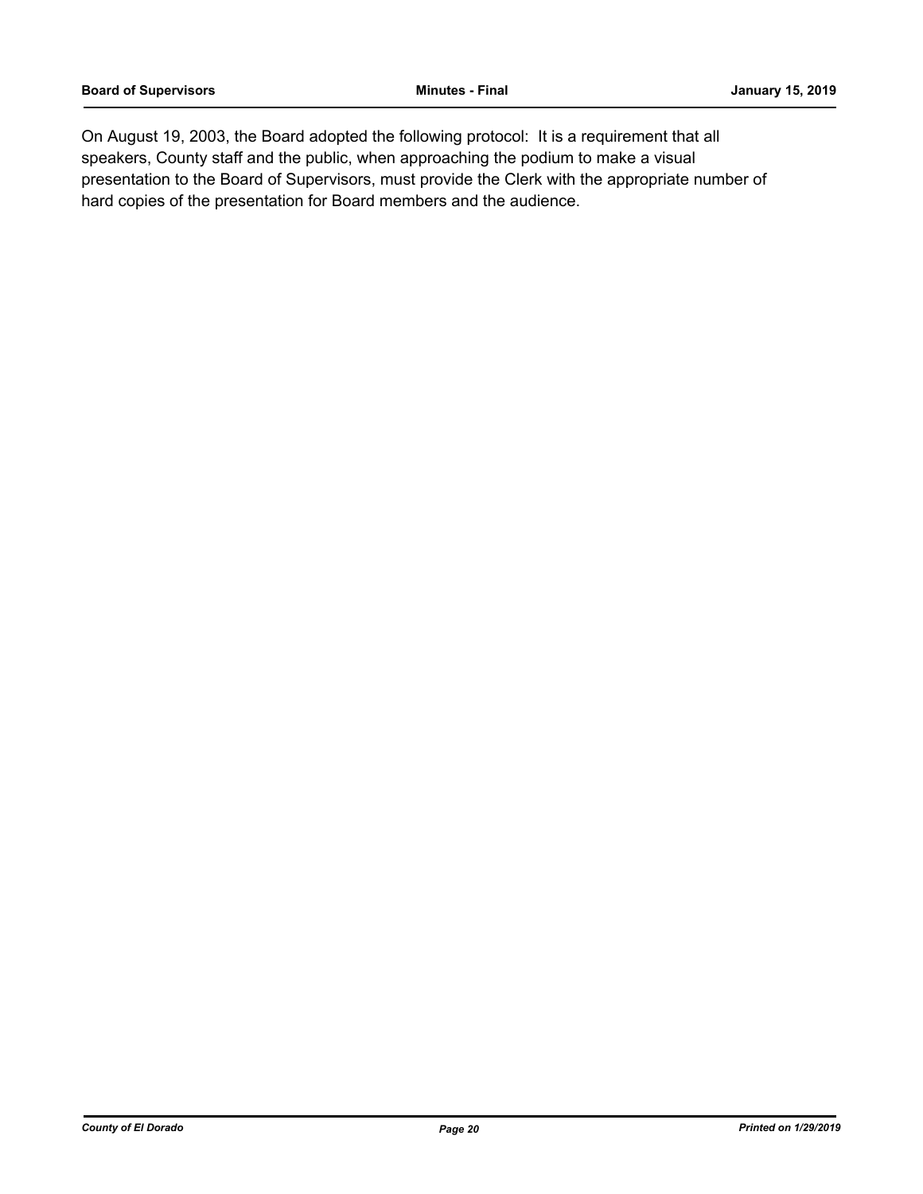On August 19, 2003, the Board adopted the following protocol: It is a requirement that all speakers, County staff and the public, when approaching the podium to make a visual presentation to the Board of Supervisors, must provide the Clerk with the appropriate number of hard copies of the presentation for Board members and the audience.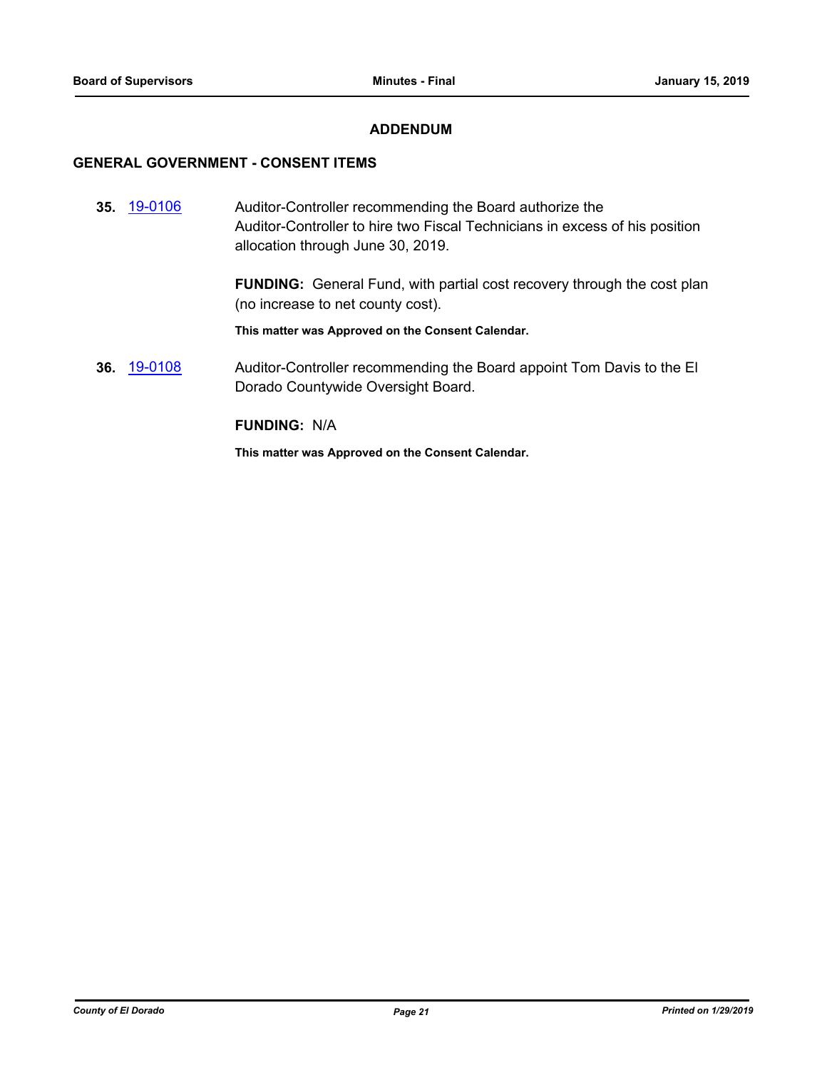## ADDENDUM

### GENERAL GOVERNMENT - CONSENT ITEMS

**35.** [19-0106] Auditor-Controller recommending the Board authorize the Auditor-Controller to hire two Fiscal Technicians in excess of his position allocation through June 30, 2019.

**FUNDING:** General Fund, with partial cost recovery through the cost plan (no increase to net county cost).

**This matter was Approved on the Consent Calendar.**

**36.** [19-0108] Auditor-Controller recommending the Board appoint Tom Davis to the El Dorado Countywide Oversight Board.

**FUNDING:** N/A

**This matter was Approved on the Consent Calendar.**